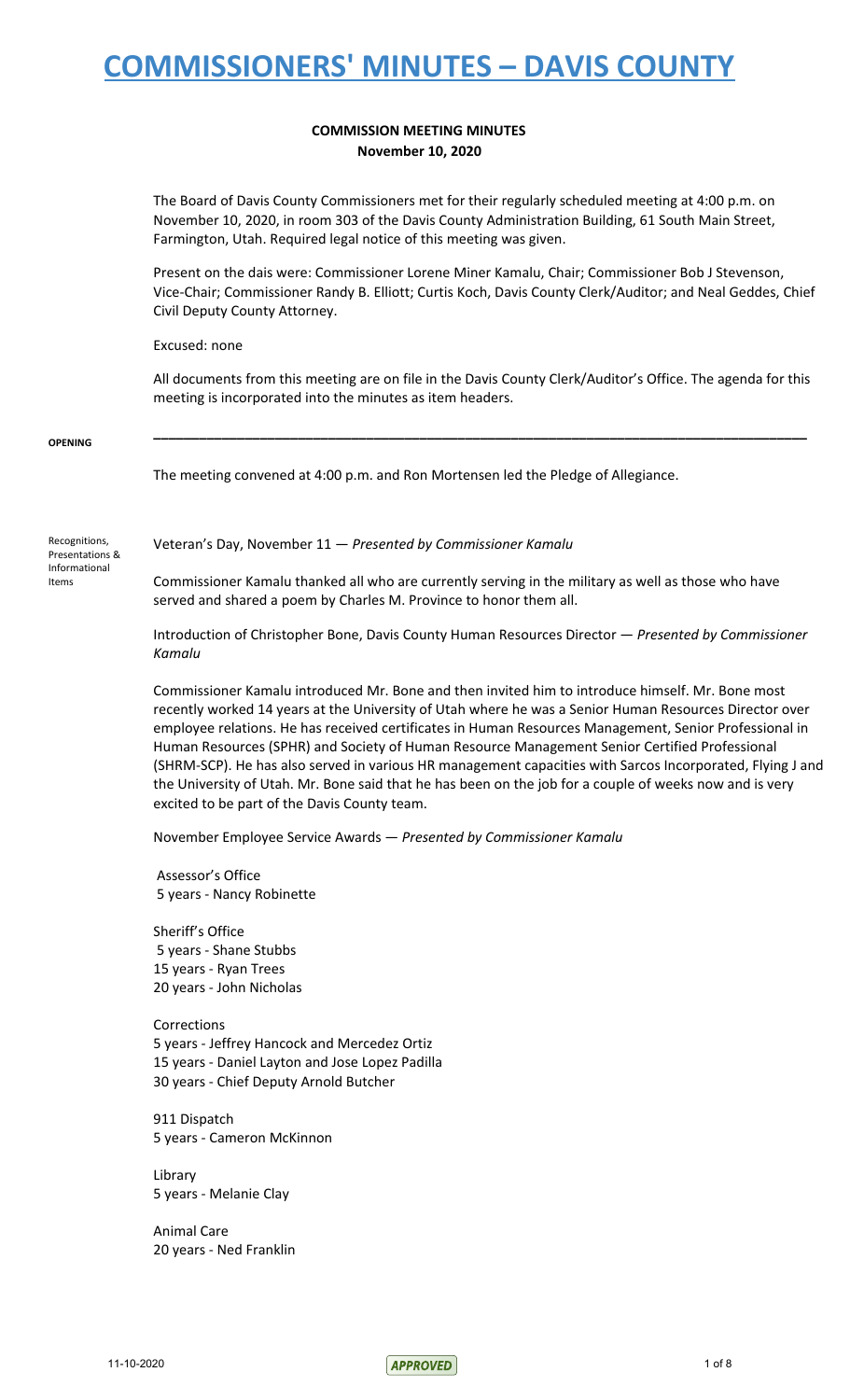# COMMISSIONERS' MINUTES – DAVIS COUNTY

## COMMISSION MEETING MINUTES
**November 10, 2020**

The Board of Davis County Commissioners met for their regularly scheduled meeting at 4:00 p.m. on November 10, 2020, in room 303 of the Davis County Administration Building, 61 South Main Street, Farmington, Utah. Required legal notice of this meeting was given.

Present on the dais were: Commissioner Lorene Miner Kamalu, Chair; Commissioner Bob J Stevenson, Vice-Chair; Commissioner Randy B. Elliott; Curtis Koch, Davis County Clerk/Auditor; and Neal Geddes, Chief Civil Deputy County Attorney.

Excused: none

All documents from this meeting are on file in the Davis County Clerk/Auditor's Office. The agenda for this meeting is incorporated into the minutes as item headers.

---

**OPENING**

The meeting convened at 4:00 p.m. and Ron Mortensen led the Pledge of Allegiance.

Recognitions, Presentations & Informational Items

Veteran's Day, November 11 — *Presented by Commissioner Kamalu*

Commissioner Kamalu thanked all who are currently serving in the military as well as those who have served and shared a poem by Charles M. Province to honor them all.

Introduction of Christopher Bone, Davis County Human Resources Director — *Presented by Commissioner Kamalu*

Commissioner Kamalu introduced Mr. Bone and then invited him to introduce himself. Mr. Bone most recently worked 14 years at the University of Utah where he was a Senior Human Resources Director over employee relations. He has received certificates in Human Resources Management, Senior Professional in Human Resources (SPHR) and Society of Human Resource Management Senior Certified Professional (SHRM-SCP). He has also served in various HR management capacities with Sarcos Incorporated, Flying J and the University of Utah. Mr. Bone said that he has been on the job for a couple of weeks now and is very excited to be part of the Davis County team.

November Employee Service Awards — *Presented by Commissioner Kamalu*

Assessor's Office
5 years - Nancy Robinette

Sheriff's Office
5 years - Shane Stubbs
15 years - Ryan Trees
20 years - John Nicholas

Corrections
5 years - Jeffrey Hancock and Mercedez Ortiz
15 years - Daniel Layton and Jose Lopez Padilla
30 years - Chief Deputy Arnold Butcher

911 Dispatch
5 years - Cameron McKinnon

Library
5 years - Melanie Clay

Animal Care
20 years - Ned Franklin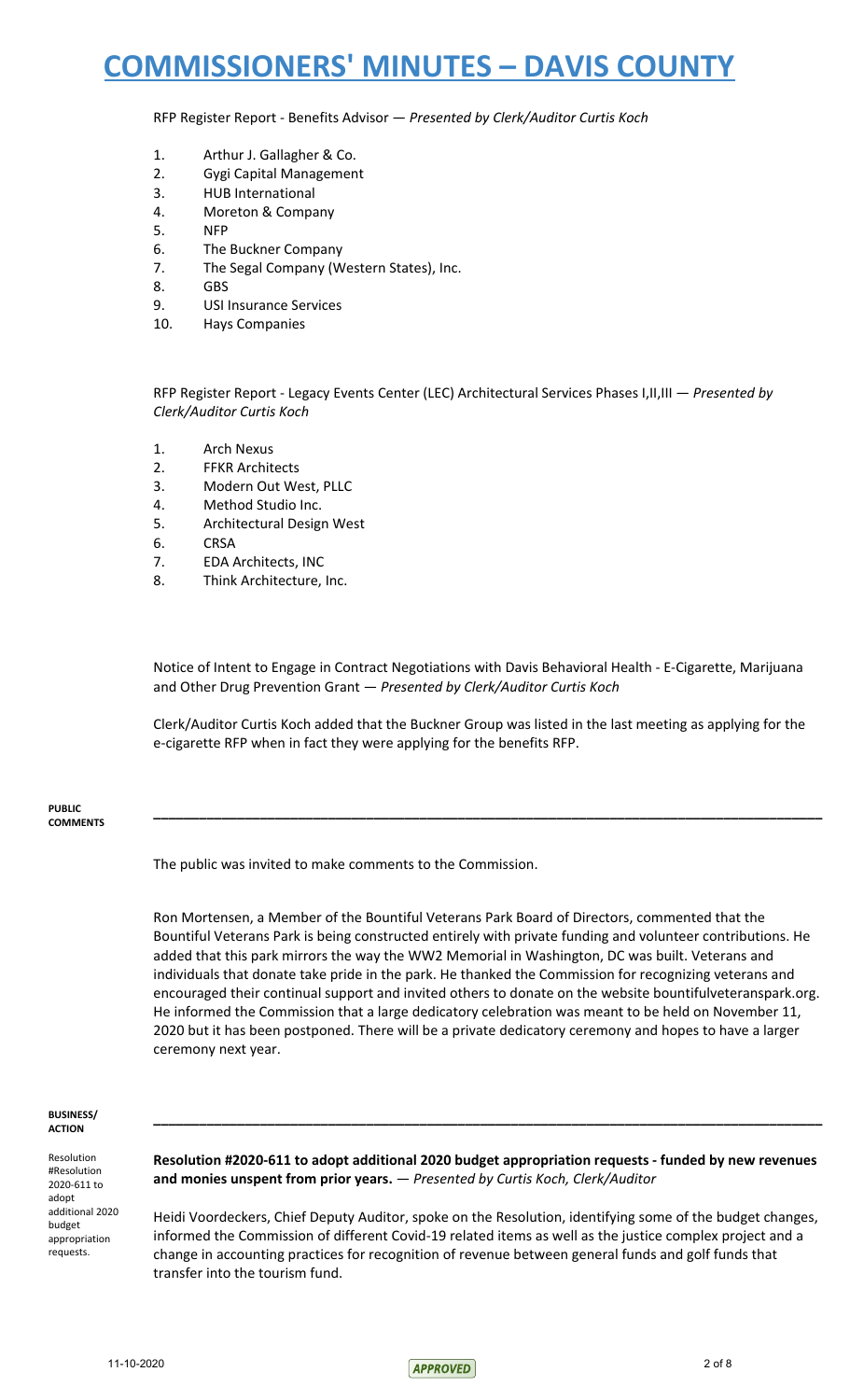RFP Register Report - Benefits Advisor — *Presented by Clerk/Auditor Curtis Koch*

1. Arthur J. Gallagher & Co.
2. Gygi Capital Management
3. HUB International
4. Moreton & Company
5. NFP
6. The Buckner Company
7. The Segal Company (Western States), Inc.
8. GBS
9. USI Insurance Services
10. Hays Companies

RFP Register Report - Legacy Events Center (LEC) Architectural Services Phases I,II,III — *Presented by Clerk/Auditor Curtis Koch*

1. Arch Nexus
2. FFKR Architects
3. Modern Out West, PLLC
4. Method Studio Inc.
5. Architectural Design West
6. CRSA
7. EDA Architects, INC
8. Think Architecture, Inc.

Notice of Intent to Engage in Contract Negotiations with Davis Behavioral Health - E-Cigarette, Marijuana and Other Drug Prevention Grant — *Presented by Clerk/Auditor Curtis Koch*

Clerk/Auditor Curtis Koch added that the Buckner Group was listed in the last meeting as applying for the e-cigarette RFP when in fact they were applying for the benefits RFP.

**PUBLIC COMMENTS**

---

The public was invited to make comments to the Commission.

Ron Mortensen, a Member of the Bountiful Veterans Park Board of Directors, commented that the Bountiful Veterans Park is being constructed entirely with private funding and volunteer contributions. He added that this park mirrors the way the WW2 Memorial in Washington, DC was built. Veterans and individuals that donate take pride in the park. He thanked the Commission for recognizing veterans and encouraged their continual support and invited others to donate on the website bountifulveteranspark.org. He informed the Commission that a large dedicatory celebration was meant to be held on November 11, 2020 but it has been postponed. There will be a private dedicatory ceremony and hopes to have a larger ceremony next year.

**BUSINESS/ ACTION**

---

Resolution #Resolution 2020-611 to adopt additional 2020 budget appropriation requests.

**Resolution #2020-611 to adopt additional 2020 budget appropriation requests - funded by new revenues and monies unspent from prior years.** — *Presented by Curtis Koch, Clerk/Auditor*

Heidi Voordeckers, Chief Deputy Auditor, spoke on the Resolution, identifying some of the budget changes, informed the Commission of different Covid-19 related items as well as the justice complex project and a change in accounting practices for recognition of revenue between general funds and golf funds that transfer into the tourism fund.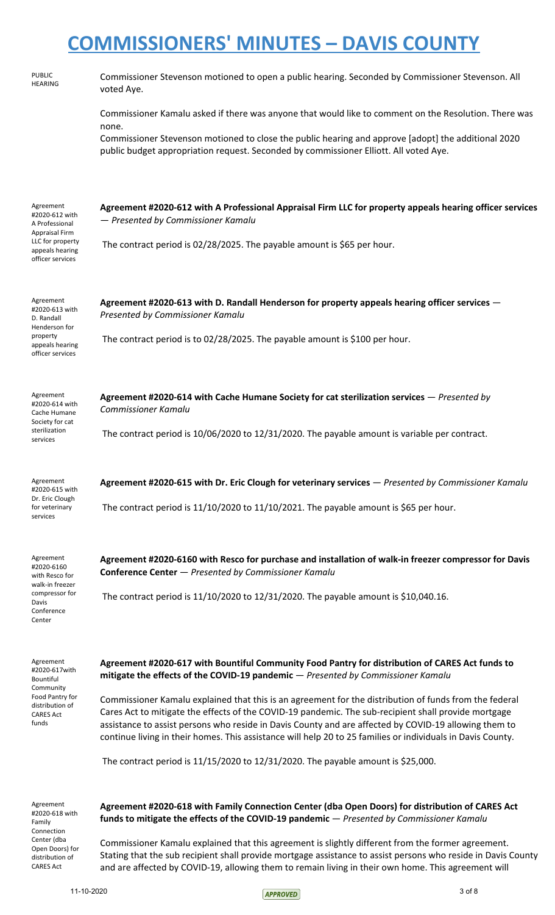# COMMISSIONERS' MINUTES – DAVIS COUNTY

PUBLIC HEARING

Commissioner Stevenson motioned to open a public hearing. Seconded by Commissioner Stevenson. All voted Aye.

Commissioner Kamalu asked if there was anyone that would like to comment on the Resolution. There was none.

Commissioner Stevenson motioned to close the public hearing and approve [adopt] the additional 2020 public budget appropriation request. Seconded by commissioner Elliott. All voted Aye.

Agreement #2020-612 with A Professional Appraisal Firm LLC for property appeals hearing officer services

**Agreement #2020-612 with A Professional Appraisal Firm LLC for property appeals hearing officer services** — *Presented by Commissioner Kamalu*

The contract period is 02/28/2025. The payable amount is $65 per hour.

Agreement #2020-613 with D. Randall Henderson for property appeals hearing officer services

**Agreement #2020-613 with D. Randall Henderson for property appeals hearing officer services** — *Presented by Commissioner Kamalu*

The contract period is to 02/28/2025. The payable amount is $100 per hour.

Agreement #2020-614 with Cache Humane Society for cat sterilization services

**Agreement #2020-614 with Cache Humane Society for cat sterilization services** — *Presented by Commissioner Kamalu*

The contract period is 10/06/2020 to 12/31/2020. The payable amount is variable per contract.

Agreement #2020-615 with Dr. Eric Clough for veterinary services

**Agreement #2020-615 with Dr. Eric Clough for veterinary services** — *Presented by Commissioner Kamalu*

The contract period is 11/10/2020 to 11/10/2021. The payable amount is $65 per hour.

Agreement #2020-6160 with Resco for walk-in freezer compressor for Davis Conference Center

**Agreement #2020-6160 with Resco for purchase and installation of walk-in freezer compressor for Davis Conference Center** — *Presented by Commissioner Kamalu*

The contract period is 11/10/2020 to 12/31/2020. The payable amount is $10,040.16.

Agreement #2020-617with Bountiful Community Food Pantry for distribution of CARES Act funds

**Agreement #2020-617 with Bountiful Community Food Pantry for distribution of CARES Act funds to mitigate the effects of the COVID-19 pandemic** — *Presented by Commissioner Kamalu*

Commissioner Kamalu explained that this is an agreement for the distribution of funds from the federal Cares Act to mitigate the effects of the COVID-19 pandemic. The sub-recipient shall provide mortgage assistance to assist persons who reside in Davis County and are affected by COVID-19 allowing them to continue living in their homes. This assistance will help 20 to 25 families or individuals in Davis County.

The contract period is 11/15/2020 to 12/31/2020. The payable amount is $25,000.

Agreement #2020-618 with Family Connection Center (dba Open Doors) for distribution of CARES Act

**Agreement #2020-618 with Family Connection Center (dba Open Doors) for distribution of CARES Act funds to mitigate the effects of the COVID-19 pandemic** — *Presented by Commissioner Kamalu*

Commissioner Kamalu explained that this agreement is slightly different from the former agreement. Stating that the sub recipient shall provide mortgage assistance to assist persons who reside in Davis County and are affected by COVID-19, allowing them to remain living in their own home. This agreement will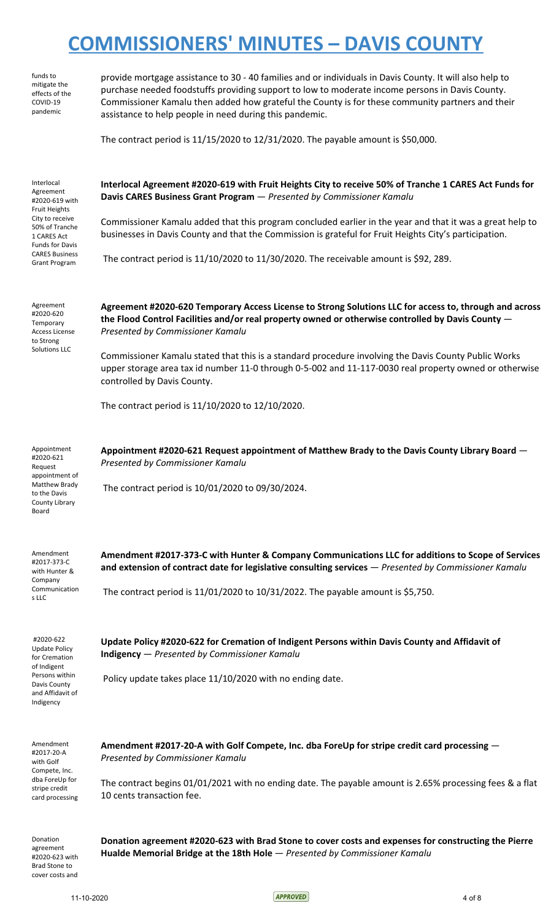funds to mitigate the effects of the COVID-19 pandemic

provide mortgage assistance to 30 - 40 families and or individuals in Davis County. It will also help to purchase needed foodstuffs providing support to low to moderate income persons in Davis County. Commissioner Kamalu then added how grateful the County is for these community partners and their assistance to help people in need during this pandemic.

The contract period is 11/15/2020 to 12/31/2020. The payable amount is $50,000.

Interlocal Agreement #2020-619 with Fruit Heights City to receive 50% of Tranche 1 CARES Act Funds for Davis CARES Business Grant Program

**Interlocal Agreement #2020-619 with Fruit Heights City to receive 50% of Tranche 1 CARES Act Funds for Davis CARES Business Grant Program** — *Presented by Commissioner Kamalu*

Commissioner Kamalu added that this program concluded earlier in the year and that it was a great help to businesses in Davis County and that the Commission is grateful for Fruit Heights City's participation.

The contract period is 11/10/2020 to 11/30/2020. The receivable amount is $92, 289.

Agreement #2020-620 Temporary Access License to Strong Solutions LLC

**Agreement #2020-620 Temporary Access License to Strong Solutions LLC for access to, through and across the Flood Control Facilities and/or real property owned or otherwise controlled by Davis County** — *Presented by Commissioner Kamalu*

Commissioner Kamalu stated that this is a standard procedure involving the Davis County Public Works upper storage area tax id number 11-0 through 0-5-002 and 11-117-0030 real property owned or otherwise controlled by Davis County.

The contract period is 11/10/2020 to 12/10/2020.

Appointment #2020-621 Request appointment of Matthew Brady to the Davis County Library Board

**Appointment #2020-621 Request appointment of Matthew Brady to the Davis County Library Board** — *Presented by Commissioner Kamalu*

The contract period is 10/01/2020 to 09/30/2024.

Amendment #2017-373-C with Hunter & Company Communications LLC

**Amendment #2017-373-C with Hunter & Company Communications LLC for additions to Scope of Services and extension of contract date for legislative consulting services** — *Presented by Commissioner Kamalu*

The contract period is 11/01/2020 to 10/31/2022. The payable amount is $5,750.

#2020-622 Update Policy for Cremation of Indigent Persons within Davis County and Affidavit of Indigency

**Update Policy #2020-622 for Cremation of Indigent Persons within Davis County and Affidavit of Indigency** — *Presented by Commissioner Kamalu*

Policy update takes place 11/10/2020 with no ending date.

Amendment #2017-20-A with Golf Compete, Inc. dba ForeUp for stripe credit card processing

**Amendment #2017-20-A with Golf Compete, Inc. dba ForeUp for stripe credit card processing** — *Presented by Commissioner Kamalu*

The contract begins 01/01/2021 with no ending date. The payable amount is 2.65% processing fees & a flat 10 cents transaction fee.

Donation agreement #2020-623 with Brad Stone to cover costs and

**Donation agreement #2020-623 with Brad Stone to cover costs and expenses for constructing the Pierre Hualde Memorial Bridge at the 18th Hole** — *Presented by Commissioner Kamalu*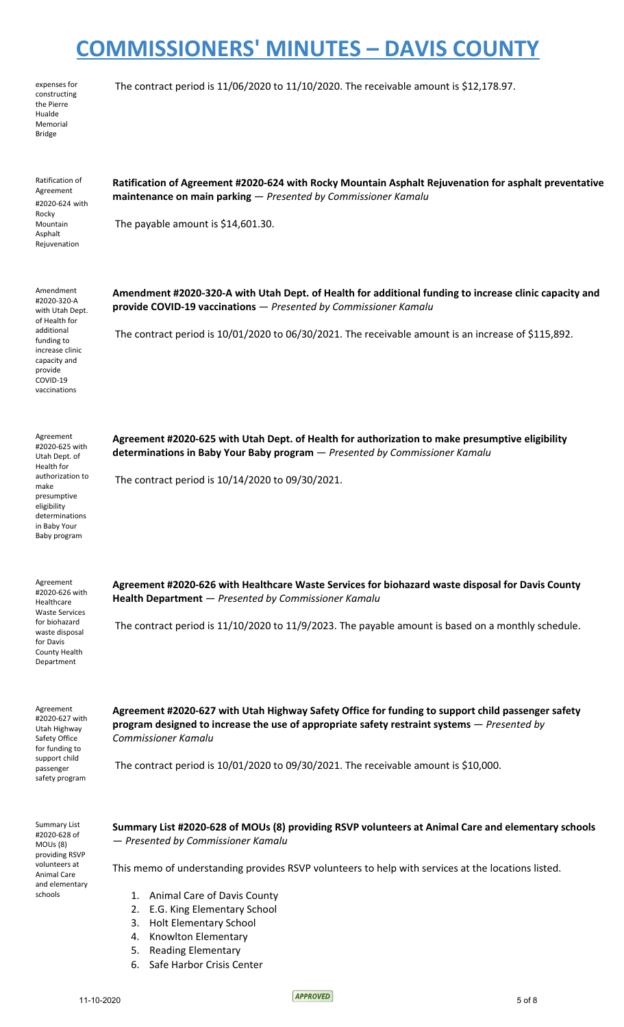# COMMISSIONERS' MINUTES – DAVIS COUNTY

expenses for constructing the Pierre Hualde Memorial Bridge

The contract period is 11/06/2020 to 11/10/2020. The receivable amount is $12,178.97.

Ratification of Agreement #2020-624 with Rocky Mountain Asphalt Rejuvenation

**Ratification of Agreement #2020-624 with Rocky Mountain Asphalt Rejuvenation for asphalt preventative maintenance on main parking** — *Presented by Commissioner Kamalu*

The payable amount is $14,601.30.

Amendment #2020-320-A with Utah Dept. of Health for additional funding to increase clinic capacity and provide COVID-19 vaccinations

**Amendment #2020-320-A with Utah Dept. of Health for additional funding to increase clinic capacity and provide COVID-19 vaccinations** — *Presented by Commissioner Kamalu*

The contract period is 10/01/2020 to 06/30/2021. The receivable amount is an increase of $115,892.

Agreement #2020-625 with Utah Dept. of Health for authorization to make presumptive eligibility determinations in Baby Your Baby program

**Agreement #2020-625 with Utah Dept. of Health for authorization to make presumptive eligibility determinations in Baby Your Baby program** — *Presented by Commissioner Kamalu*

The contract period is 10/14/2020 to 09/30/2021.

Agreement #2020-626 with Healthcare Waste Services for biohazard waste disposal for Davis County Health Department

**Agreement #2020-626 with Healthcare Waste Services for biohazard waste disposal for Davis County Health Department** — *Presented by Commissioner Kamalu*

The contract period is 11/10/2020 to 11/9/2023. The payable amount is based on a monthly schedule.

Agreement #2020-627 with Utah Highway Safety Office for funding to support child passenger safety program

**Agreement #2020-627 with Utah Highway Safety Office for funding to support child passenger safety program designed to increase the use of appropriate safety restraint systems** — *Presented by Commissioner Kamalu*

The contract period is 10/01/2020 to 09/30/2021. The receivable amount is $10,000.

Summary List #2020-628 of MOUs (8) providing RSVP volunteers at Animal Care and elementary schools

**Summary List #2020-628 of MOUs (8) providing RSVP volunteers at Animal Care and elementary schools** — *Presented by Commissioner Kamalu*

This memo of understanding provides RSVP volunteers to help with services at the locations listed.

1. Animal Care of Davis County
2. E.G. King Elementary School
3. Holt Elementary School
4. Knowlton Elementary
5. Reading Elementary
6. Safe Harbor Crisis Center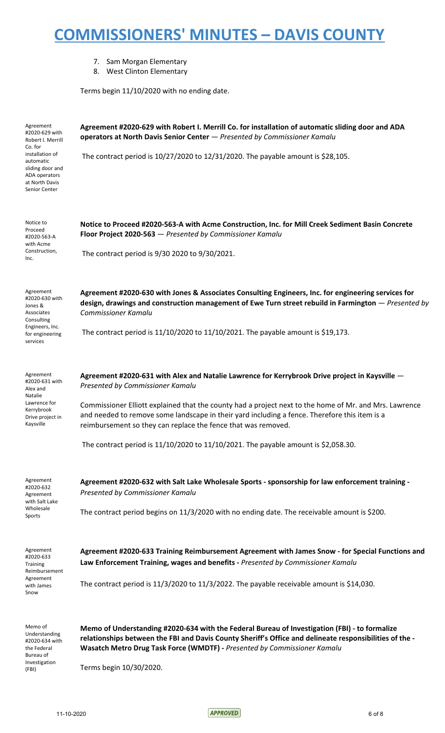7. Sam Morgan Elementary
8. West Clinton Elementary

Terms begin 11/10/2020 with no ending date.

Agreement #2020-629 with Robert I. Merrill Co. for installation of automatic sliding door and ADA operators at North Davis Senior Center

**Agreement #2020-629 with Robert I. Merrill Co. for installation of automatic sliding door and ADA operators at North Davis Senior Center** — *Presented by Commissioner Kamalu*

The contract period is 10/27/2020 to 12/31/2020. The payable amount is $28,105.

Notice to Proceed #2020-563-A with Acme Construction, Inc.

**Notice to Proceed #2020-563-A with Acme Construction, Inc. for Mill Creek Sediment Basin Concrete Floor Project 2020-563** — *Presented by Commissioner Kamalu*

The contract period is 9/30 2020 to 9/30/2021.

Agreement #2020-630 with Jones & Associates Consulting Engineers, Inc. for engineering services

**Agreement #2020-630 with Jones & Associates Consulting Engineers, Inc. for engineering services for design, drawings and construction management of Ewe Turn street rebuild in Farmington** — *Presented by Commissioner Kamalu*

The contract period is 11/10/2020 to 11/10/2021. The payable amount is $19,173.

Agreement #2020-631 with Alex and Natalie Lawrence for Kerrybrook Drive project in Kaysville

**Agreement #2020-631 with Alex and Natalie Lawrence for Kerrybrook Drive project in Kaysville** — *Presented by Commissioner Kamalu*

Commissioner Elliott explained that the county had a project next to the home of Mr. and Mrs. Lawrence and needed to remove some landscape in their yard including a fence. Therefore this item is a reimbursement so they can replace the fence that was removed.

The contract period is 11/10/2020 to 11/10/2021. The payable amount is $2,058.30.

Agreement #2020-632 Agreement with Salt Lake Wholesale Sports

**Agreement #2020-632 with Salt Lake Wholesale Sports - sponsorship for law enforcement training -** *Presented by Commissioner Kamalu*

The contract period begins on 11/3/2020 with no ending date. The receivable amount is $200.

Agreement #2020-633 Training Reimbursement Agreement with James Snow

**Agreement #2020-633 Training Reimbursement Agreement with James Snow - for Special Functions and Law Enforcement Training, wages and benefits -** *Presented by Commissioner Kamalu*

The contract period is 11/3/2020 to 11/3/2022. The payable receivable amount is $14,030.

Memo of Understanding #2020-634 with the Federal Bureau of Investigation (FBI)

**Memo of Understanding #2020-634 with the Federal Bureau of Investigation (FBI) - to formalize relationships between the FBI and Davis County Sheriff's Office and delineate responsibilities of the - Wasatch Metro Drug Task Force (WMDTF) -** *Presented by Commissioner Kamalu*

Terms begin 10/30/2020.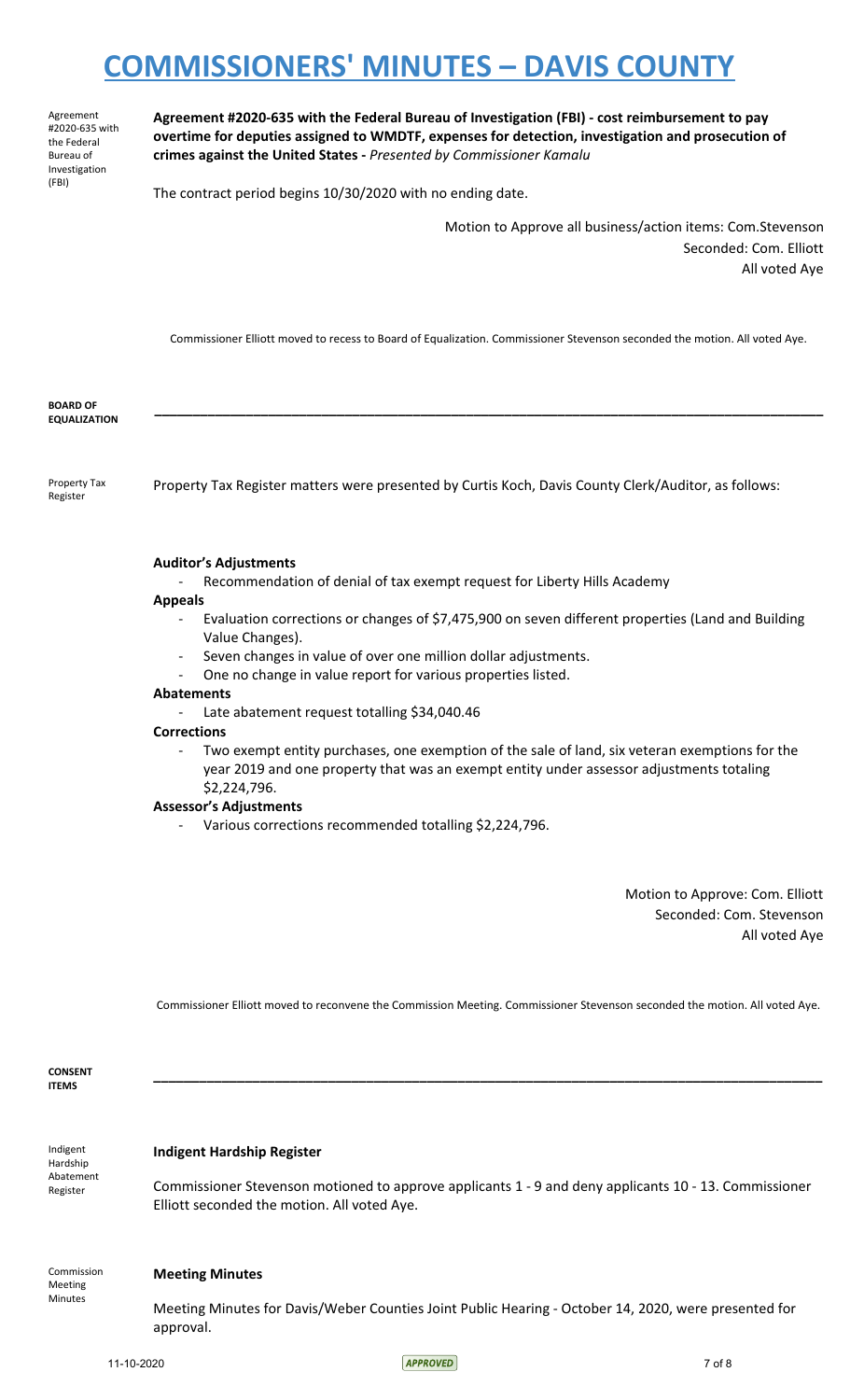Agreement #2020-635 with the Federal Bureau of Investigation (FBI)

**Agreement #2020-635 with the Federal Bureau of Investigation (FBI) - cost reimbursement to pay overtime for deputies assigned to WMDTF, expenses for detection, investigation and prosecution of crimes against the United States -** *Presented by Commissioner Kamalu*

The contract period begins 10/30/2020 with no ending date.

Motion to Approve all business/action items: Com.Stevenson
Seconded: Com. Elliott
All voted Aye

Commissioner Elliott moved to recess to Board of Equalization. Commissioner Stevenson seconded the motion. All voted Aye.

## BOARD OF EQUALIZATION

Property Tax Register

Property Tax Register matters were presented by Curtis Koch, Davis County Clerk/Auditor, as follows:

**Auditor's Adjustments**

- Recommendation of denial of tax exempt request for Liberty Hills Academy

**Appeals**

- Evaluation corrections or changes of $7,475,900 on seven different properties (Land and Building Value Changes).
- Seven changes in value of over one million dollar adjustments.
- One no change in value report for various properties listed.

**Abatements**

- Late abatement request totalling $34,040.46

**Corrections**

- Two exempt entity purchases, one exemption of the sale of land, six veteran exemptions for the year 2019 and one property that was an exempt entity under assessor adjustments totaling $2,224,796.

**Assessor's Adjustments**

- Various corrections recommended totalling $2,224,796.

Motion to Approve: Com. Elliott
Seconded: Com. Stevenson
All voted Aye

Commissioner Elliott moved to reconvene the Commission Meeting. Commissioner Stevenson seconded the motion. All voted Aye.

## CONSENT ITEMS

Indigent Hardship Abatement Register

**Indigent Hardship Register**

Commissioner Stevenson motioned to approve applicants 1 - 9 and deny applicants 10 - 13. Commissioner Elliott seconded the motion. All voted Aye.

Commission Meeting Minutes

**Meeting Minutes**

Meeting Minutes for Davis/Weber Counties Joint Public Hearing - October 14, 2020, were presented for approval.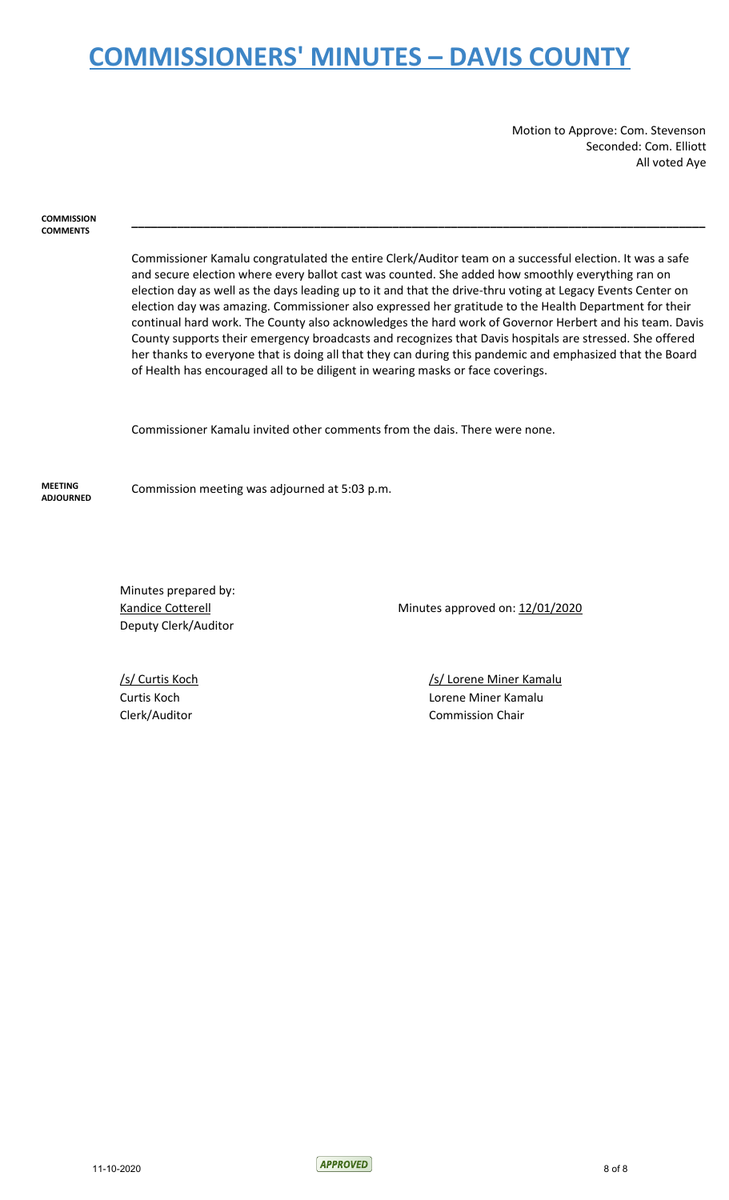Motion to Approve: Com. Stevenson
Seconded: Com. Elliott
All voted Aye

**COMMISSION COMMENTS**

---

Commissioner Kamalu congratulated the entire Clerk/Auditor team on a successful election. It was a safe and secure election where every ballot cast was counted. She added how smoothly everything ran on election day as well as the days leading up to it and that the drive-thru voting at Legacy Events Center on election day was amazing. Commissioner also expressed her gratitude to the Health Department for their continual hard work. The County also acknowledges the hard work of Governor Herbert and his team. Davis County supports their emergency broadcasts and recognizes that Davis hospitals are stressed. She offered her thanks to everyone that is doing all that they can during this pandemic and emphasized that the Board of Health has encouraged all to be diligent in wearing masks or face coverings.

Commissioner Kamalu invited other comments from the dais. There were none.

**MEETING ADJOURNED**

Commission meeting was adjourned at 5:03 p.m.

Minutes prepared by:
Kandice Cotterell
Deputy Clerk/Auditor

Minutes approved on: 12/01/2020

/s/ Curtis Koch
Curtis Koch
Clerk/Auditor

/s/ Lorene Miner Kamalu
Lorene Miner Kamalu
Commission Chair